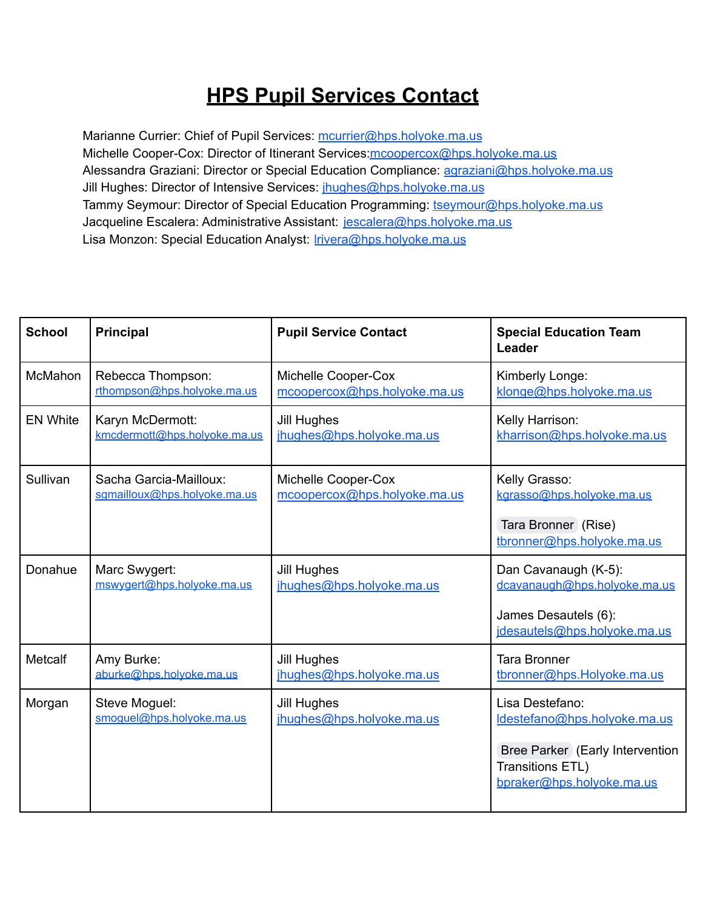# HPS Pupil Services Contact

Marianne Currier: Chief of Pupil Services: mcurrier@hps.holyoke.ma.us
Michelle Cooper-Cox: Director of Itinerant Services:mcoopercox@hps.holyoke.ma.us
Alessandra Graziani: Director or Special Education Compliance: agraziani@hps.holyoke.ma.us
Jill Hughes: Director of Intensive Services: jhughes@hps.holyoke.ma.us
Tammy Seymour: Director of Special Education Programming: tseymour@hps.holyoke.ma.us
Jacqueline Escalera: Administrative Assistant: jescalera@hps.holyoke.ma.us
Lisa Monzon: Special Education Analyst: lrivera@hps.holyoke.ma.us

| School | Principal | Pupil Service Contact | Special Education Team Leader |
|---|---|---|---|
| McMahon | Rebecca Thompson: rthompson@hps.holyoke.ma.us | Michelle Cooper-Cox mcoopercox@hps.holyoke.ma.us | Kimberly Longe: klonge@hps.holyoke.ma.us |
| EN White | Karyn McDermott: kmcdermott@hps.holyoke.ma.us | Jill Hughes jhughes@hps.holyoke.ma.us | Kelly Harrison: kharrison@hps.holyoke.ma.us |
| Sullivan | Sacha Garcia-Mailloux: sgmailloux@hps.holyoke.ma.us | Michelle Cooper-Cox mcoopercox@hps.holyoke.ma.us | Kelly Grasso: kgrasso@hps.holyoke.ma.us<br><br>Tara Bronner (Rise) tbronner@hps.holyoke.ma.us |
| Donahue | Marc Swygert: mswygert@hps.holyoke.ma.us | Jill Hughes jhughes@hps.holyoke.ma.us | Dan Cavanaugh (K-5): dcavanaugh@hps.holyoke.ma.us<br><br>James Desautels (6): jdesautels@hps.holyoke.ma.us |
| Metcalf | Amy Burke: aburke@hps.holyoke.ma.us | Jill Hughes jhughes@hps.holyoke.ma.us | Tara Bronner tbronner@hps.Holyoke.ma.us |
| Morgan | Steve Moguel: smoguel@hps.holyoke.ma.us | Jill Hughes jhughes@hps.holyoke.ma.us | Lisa Destefano: ldestefano@hps.holyoke.ma.us<br><br>Bree Parker (Early Intervention Transitions ETL) bpraker@hps.holyoke.ma.us |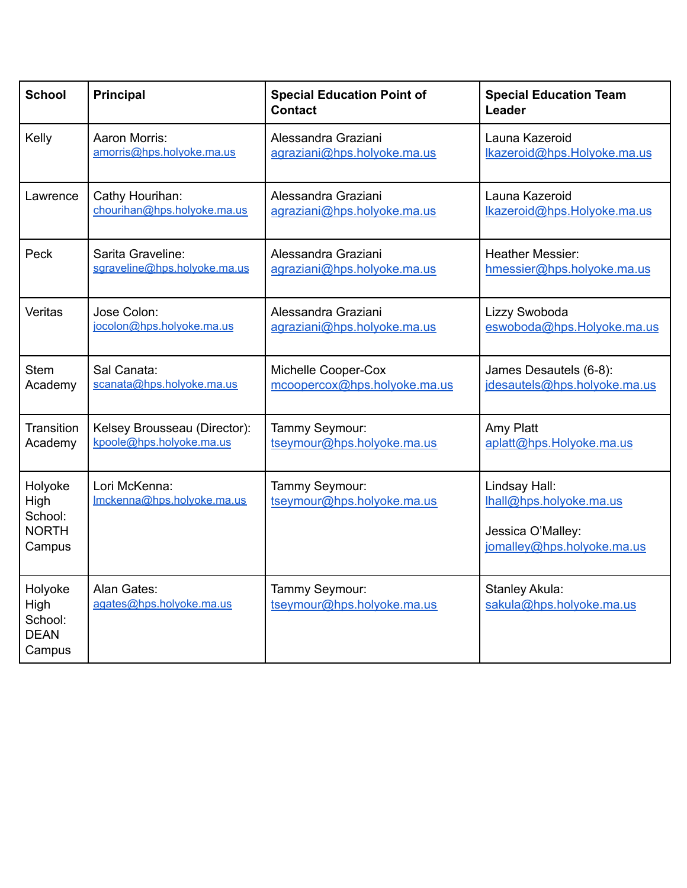| School | Principal | Special Education Point of Contact | Special Education Team Leader |
|---|---|---|---|
| Kelly | Aaron Morris: amorris@hps.holyoke.ma.us | Alessandra Graziani agraziani@hps.holyoke.ma.us | Launa Kazeroid lkazeroid@hps.Holyoke.ma.us |
| Lawrence | Cathy Hourihan: chourihan@hps.holyoke.ma.us | Alessandra Graziani agraziani@hps.holyoke.ma.us | Launa Kazeroid lkazeroid@hps.Holyoke.ma.us |
| Peck | Sarita Graveline: sgraveline@hps.holyoke.ma.us | Alessandra Graziani agraziani@hps.holyoke.ma.us | Heather Messier: hmessier@hps.holyoke.ma.us |
| Veritas | Jose Colon: jocolon@hps.holyoke.ma.us | Alessandra Graziani agraziani@hps.holyoke.ma.us | Lizzy Swoboda eswoboda@hps.Holyoke.ma.us |
| Stem Academy | Sal Canata: scanata@hps.holyoke.ma.us | Michelle Cooper-Cox mcoopercox@hps.holyoke.ma.us | James Desautels (6-8): jdesautels@hps.holyoke.ma.us |
| Transition Academy | Kelsey Brousseau (Director): kpoole@hps.holyoke.ma.us | Tammy Seymour: tseymour@hps.holyoke.ma.us | Amy Platt aplatt@hps.Holyoke.ma.us |
| Holyoke High School: NORTH Campus | Lori McKenna: lmckenna@hps.holyoke.ma.us | Tammy Seymour: tseymour@hps.holyoke.ma.us | Lindsay Hall: lhall@hps.holyoke.ma.us<br><br>Jessica O'Malley: jomalley@hps.holyoke.ma.us |
| Holyoke High School: DEAN Campus | Alan Gates: agates@hps.holyoke.ma.us | Tammy Seymour: tseymour@hps.holyoke.ma.us | Stanley Akula: sakula@hps.holyoke.ma.us |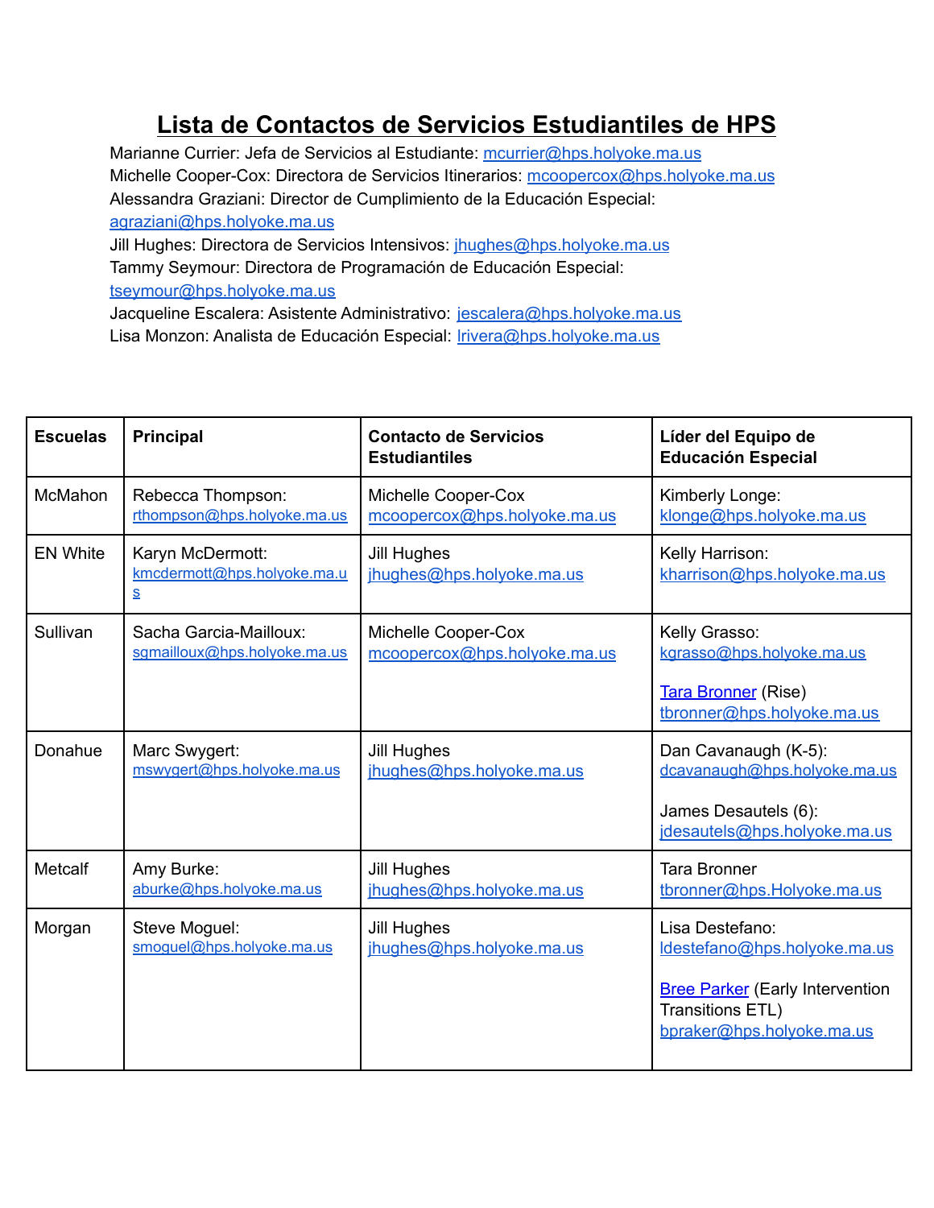# Lista de Contactos de Servicios Estudiantiles de HPS

Marianne Currier: Jefa de Servicios al Estudiante: mcurrier@hps.holyoke.ma.us
Michelle Cooper-Cox: Directora de Servicios Itinerarios: mcoopercox@hps.holyoke.ma.us
Alessandra Graziani: Director de Cumplimiento de la Educación Especial: agraziani@hps.holyoke.ma.us
Jill Hughes: Directora de Servicios Intensivos: jhughes@hps.holyoke.ma.us
Tammy Seymour: Directora de Programación de Educación Especial: tseymour@hps.holyoke.ma.us
Jacqueline Escalera: Asistente Administrativo: jescalera@hps.holyoke.ma.us
Lisa Monzon: Analista de Educación Especial: lrivera@hps.holyoke.ma.us

| Escuelas | Principal | Contacto de Servicios Estudiantiles | Líder del Equipo de Educación Especial |
|---|---|---|---|
| McMahon | Rebecca Thompson: rthompson@hps.holyoke.ma.us | Michelle Cooper-Cox mcoopercox@hps.holyoke.ma.us | Kimberly Longe: klonge@hps.holyoke.ma.us |
| EN White | Karyn McDermott: kmcdermott@hps.holyoke.ma.us | Jill Hughes jhughes@hps.holyoke.ma.us | Kelly Harrison: kharrison@hps.holyoke.ma.us |
| Sullivan | Sacha Garcia-Mailloux: sgmailloux@hps.holyoke.ma.us | Michelle Cooper-Cox mcoopercox@hps.holyoke.ma.us | Kelly Grasso: kgrasso@hps.holyoke.ma.us<br><br>Tara Bronner (Rise) tbronner@hps.holyoke.ma.us |
| Donahue | Marc Swygert: mswygert@hps.holyoke.ma.us | Jill Hughes jhughes@hps.holyoke.ma.us | Dan Cavanaugh (K-5): dcavanaugh@hps.holyoke.ma.us<br><br>James Desautels (6): jdesautels@hps.holyoke.ma.us |
| Metcalf | Amy Burke: aburke@hps.holyoke.ma.us | Jill Hughes jhughes@hps.holyoke.ma.us | Tara Bronner tbronner@hps.Holyoke.ma.us |
| Morgan | Steve Moguel: smoguel@hps.holyoke.ma.us | Jill Hughes jhughes@hps.holyoke.ma.us | Lisa Destefano: ldestefano@hps.holyoke.ma.us<br><br>Bree Parker (Early Intervention Transitions ETL) bpraker@hps.holyoke.ma.us |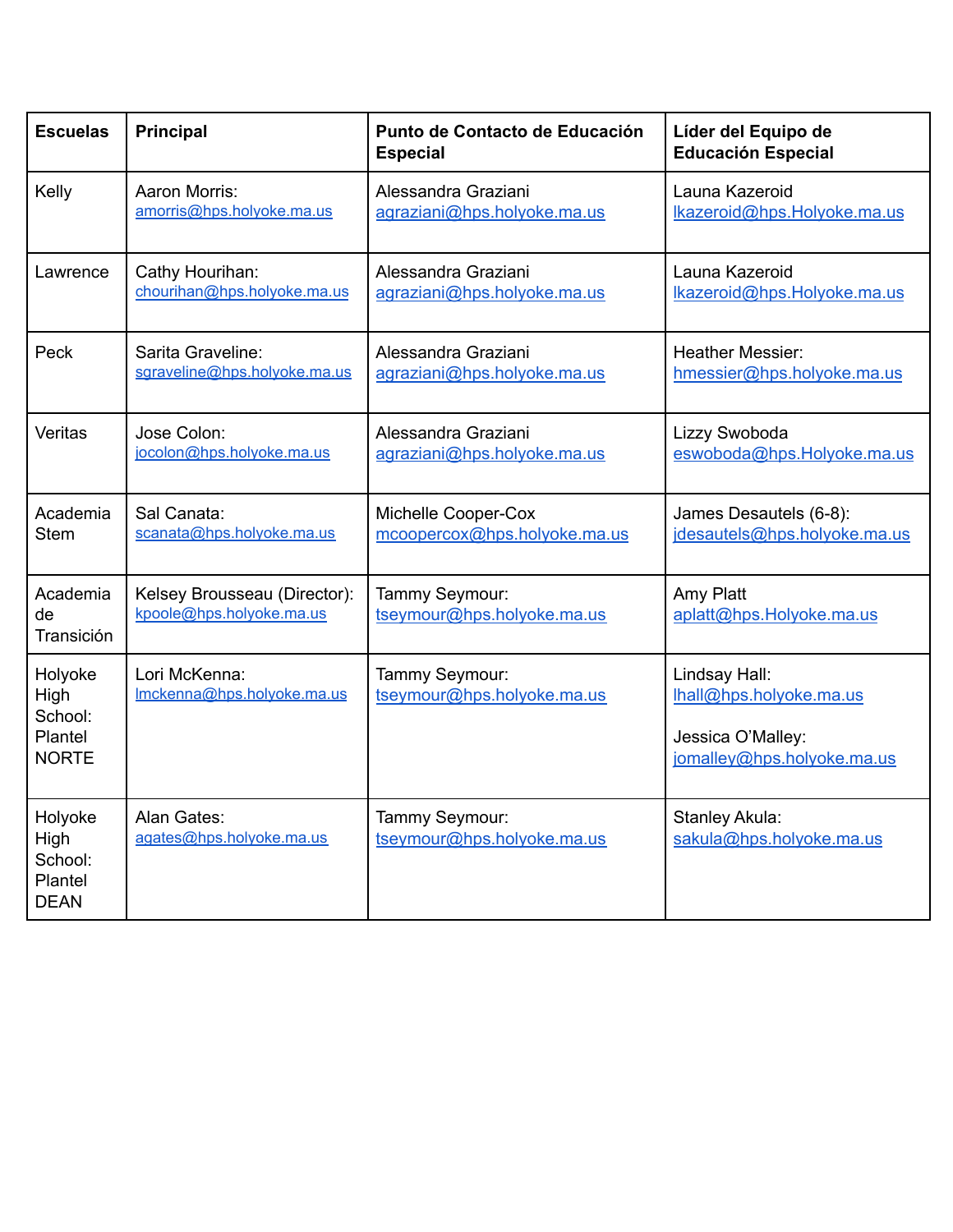| Escuelas | Principal | Punto de Contacto de Educación Especial | Líder del Equipo de Educación Especial |
|---|---|---|---|
| Kelly | Aaron Morris: amorris@hps.holyoke.ma.us | Alessandra Graziani agraziani@hps.holyoke.ma.us | Launa Kazeroid lkazeroid@hps.Holyoke.ma.us |
| Lawrence | Cathy Hourihan: chourihan@hps.holyoke.ma.us | Alessandra Graziani agraziani@hps.holyoke.ma.us | Launa Kazeroid lkazeroid@hps.Holyoke.ma.us |
| Peck | Sarita Graveline: sgraveline@hps.holyoke.ma.us | Alessandra Graziani agraziani@hps.holyoke.ma.us | Heather Messier: hmessier@hps.holyoke.ma.us |
| Veritas | Jose Colon: jocolon@hps.holyoke.ma.us | Alessandra Graziani agraziani@hps.holyoke.ma.us | Lizzy Swoboda eswoboda@hps.Holyoke.ma.us |
| Academia Stem | Sal Canata: scanata@hps.holyoke.ma.us | Michelle Cooper-Cox mcoopercox@hps.holyoke.ma.us | James Desautels (6-8): jdesautels@hps.holyoke.ma.us |
| Academia de Transición | Kelsey Brousseau (Director): kpoole@hps.holyoke.ma.us | Tammy Seymour: tseymour@hps.holyoke.ma.us | Amy Platt aplatt@hps.Holyoke.ma.us |
| Holyoke High School: Plantel NORTE | Lori McKenna: lmckenna@hps.holyoke.ma.us | Tammy Seymour: tseymour@hps.holyoke.ma.us | Lindsay Hall: lhall@hps.holyoke.ma.us<br><br>Jessica O'Malley: jomalley@hps.holyoke.ma.us |
| Holyoke High School: Plantel DEAN | Alan Gates: agates@hps.holyoke.ma.us | Tammy Seymour: tseymour@hps.holyoke.ma.us | Stanley Akula: sakula@hps.holyoke.ma.us |